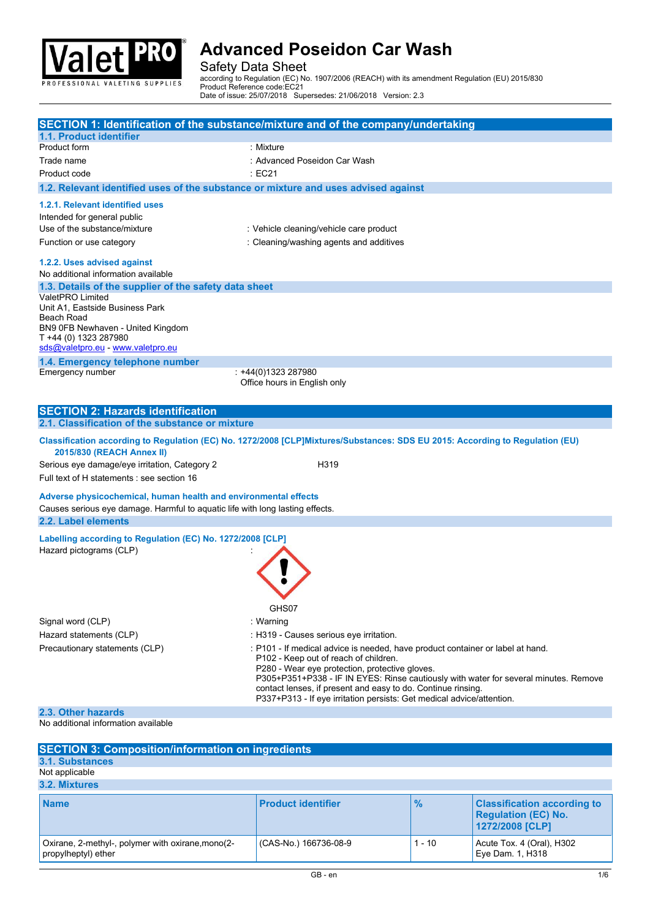# Advanced Poseidon Car Wash

Safety Data Sheet

according to Regulation (EC) No. 1907/2006 (REACH) with its amendment Regulation (EU) 2015/830
Product Reference code:EC21
Date of issue: 25/07/2018 Supersedes: 21/06/2018 Version: 2.3

## SECTION 1: Identification of the substance/mixture and of the company/undertaking

### 1.1. Product identifier

Product form : Mixture

Trade name : Advanced Poseidon Car Wash

Product code : EC21

### 1.2. Relevant identified uses of the substance or mixture and uses advised against

#### 1.2.1. Relevant identified uses

Intended for general public

Use of the substance/mixture : Vehicle cleaning/vehicle care product

Function or use category : Cleaning/washing agents and additives

#### 1.2.2. Uses advised against

No additional information available

### 1.3. Details of the supplier of the safety data sheet

ValetPRO Limited
Unit A1, Eastside Business Park
Beach Road
BN9 0FB Newhaven - United Kingdom
T +44 (0) 1323 287980
sds@valetpro.eu - www.valetpro.eu

### 1.4. Emergency telephone number

Emergency number : +44(0)1323 287980
Office hours in English only

## SECTION 2: Hazards identification

### 2.1. Classification of the substance or mixture

**Classification according to Regulation (EC) No. 1272/2008 [CLP]Mixtures/Substances: SDS EU 2015: According to Regulation (EU) 2015/830 (REACH Annex II)**

Serious eye damage/eye irritation, Category 2 H319

Full text of H statements : see section 16

**Adverse physicochemical, human health and environmental effects**

Causes serious eye damage. Harmful to aquatic life with long lasting effects.

### 2.2. Label elements

**Labelling according to Regulation (EC) No. 1272/2008 [CLP]**

Hazard pictograms (CLP) :

GHS07

Signal word (CLP) : Warning

Hazard statements (CLP) : H319 - Causes serious eye irritation.

Precautionary statements (CLP) : P101 - If medical advice is needed, have product container or label at hand.
P102 - Keep out of reach of children.
P280 - Wear eye protection, protective gloves.
P305+P351+P338 - IF IN EYES: Rinse cautiously with water for several minutes. Remove contact lenses, if present and easy to do. Continue rinsing.
P337+P313 - If eye irritation persists: Get medical advice/attention.

### 2.3. Other hazards

No additional information available

## SECTION 3: Composition/information on ingredients

### 3.1. Substances

Not applicable

### 3.2. Mixtures

| Name | Product identifier | % | Classification according to Regulation (EC) No. 1272/2008 [CLP] |
|---|---|---|---|
| Oxirane, 2-methyl-, polymer with oxirane,mono(2-propylheptyl) ether | (CAS-No.) 166736-08-9 | 1 - 10 | Acute Tox. 4 (Oral), H302<br>Eye Dam. 1, H318 |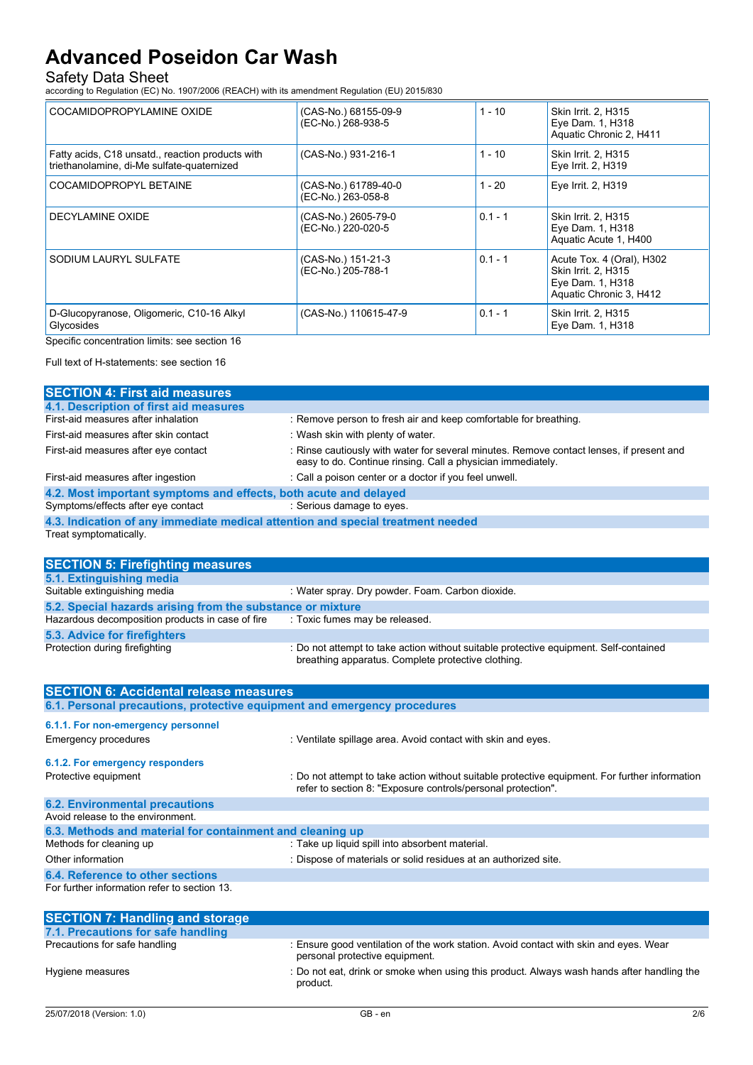| | | | |
|---|---|---|---|
| COCAMIDOPROPYLAMINE OXIDE | (CAS-No.) 68155-09-9<br>(EC-No.) 268-938-5 | 1 - 10 | Skin Irrit. 2, H315<br>Eye Dam. 1, H318<br>Aquatic Chronic 2, H411 |
| Fatty acids, C18 unsatd., reaction products with triethanolamine, di-Me sulfate-quaternized | (CAS-No.) 931-216-1 | 1 - 10 | Skin Irrit. 2, H315<br>Eye Irrit. 2, H319 |
| COCAMIDOPROPYL BETAINE | (CAS-No.) 61789-40-0<br>(EC-No.) 263-058-8 | 1 - 20 | Eye Irrit. 2, H319 |
| DECYLAMINE OXIDE | (CAS-No.) 2605-79-0<br>(EC-No.) 220-020-5 | 0.1 - 1 | Skin Irrit. 2, H315<br>Eye Dam. 1, H318<br>Aquatic Acute 1, H400 |
| SODIUM LAURYL SULFATE | (CAS-No.) 151-21-3<br>(EC-No.) 205-788-1 | 0.1 - 1 | Acute Tox. 4 (Oral), H302<br>Skin Irrit. 2, H315<br>Eye Dam. 1, H318<br>Aquatic Chronic 3, H412 |
| D-Glucopyranose, Oligomeric, C10-16 Alkyl Glycosides | (CAS-No.) 110615-47-9 | 0.1 - 1 | Skin Irrit. 2, H315<br>Eye Dam. 1, H318 |

Specific concentration limits: see section 16

Full text of H-statements: see section 16

## SECTION 4: First aid measures

### 4.1. Description of first aid measures

First-aid measures after inhalation : Remove person to fresh air and keep comfortable for breathing.

First-aid measures after skin contact : Wash skin with plenty of water.

First-aid measures after eye contact : Rinse cautiously with water for several minutes. Remove contact lenses, if present and easy to do. Continue rinsing. Call a physician immediately.

First-aid measures after ingestion : Call a poison center or a doctor if you feel unwell.

### 4.2. Most important symptoms and effects, both acute and delayed

Symptoms/effects after eye contact : Serious damage to eyes.

### 4.3. Indication of any immediate medical attention and special treatment needed

Treat symptomatically.

## SECTION 5: Firefighting measures

### 5.1. Extinguishing media

Suitable extinguishing media : Water spray. Dry powder. Foam. Carbon dioxide.

### 5.2. Special hazards arising from the substance or mixture

Hazardous decomposition products in case of fire : Toxic fumes may be released.

### 5.3. Advice for firefighters

Protection during firefighting : Do not attempt to take action without suitable protective equipment. Self-contained breathing apparatus. Complete protective clothing.

## SECTION 6: Accidental release measures

### 6.1. Personal precautions, protective equipment and emergency procedures

#### 6.1.1. For non-emergency personnel

Emergency procedures : Ventilate spillage area. Avoid contact with skin and eyes.

#### 6.1.2. For emergency responders

Protective equipment : Do not attempt to take action without suitable protective equipment. For further information refer to section 8: "Exposure controls/personal protection".

### 6.2. Environmental precautions

Avoid release to the environment.

### 6.3. Methods and material for containment and cleaning up

Methods for cleaning up : Take up liquid spill into absorbent material.

Other information : Dispose of materials or solid residues at an authorized site.

### 6.4. Reference to other sections

For further information refer to section 13.

## SECTION 7: Handling and storage

### 7.1. Precautions for safe handling

Precautions for safe handling : Ensure good ventilation of the work station. Avoid contact with skin and eyes. Wear personal protective equipment.

Hygiene measures : Do not eat, drink or smoke when using this product. Always wash hands after handling the product.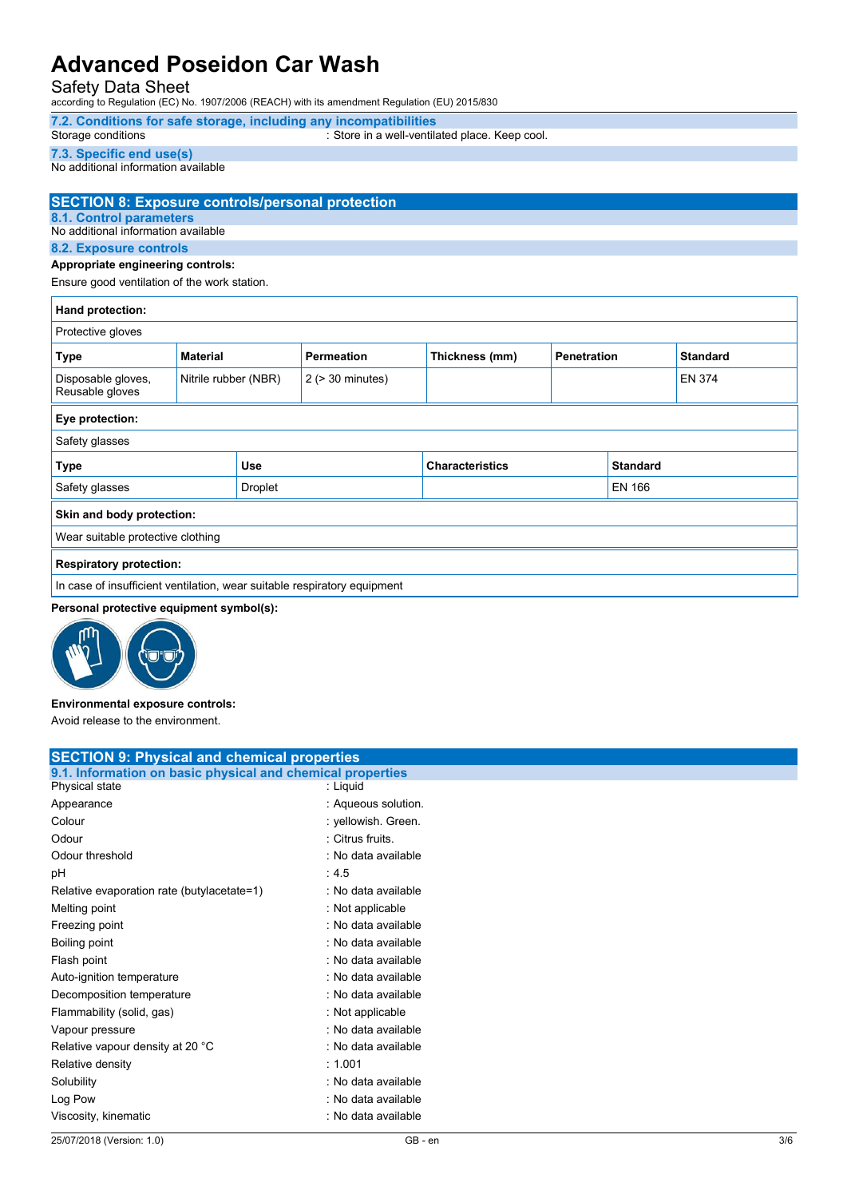### 7.2. Conditions for safe storage, including any incompatibilities

Storage conditions : Store in a well-ventilated place. Keep cool.

### 7.3. Specific end use(s)

No additional information available

## SECTION 8: Exposure controls/personal protection

### 8.1. Control parameters

No additional information available

### 8.2. Exposure controls

**Appropriate engineering controls:**

Ensure good ventilation of the work station.

**Hand protection:**

Protective gloves

| Type | Material | Permeation | Thickness (mm) | Penetration | Standard |
|---|---|---|---|---|---|
| Disposable gloves, Reusable gloves | Nitrile rubber (NBR) | 2 (> 30 minutes) | | | EN 374 |

**Eye protection:**

Safety glasses

| Type | Use | Characteristics | Standard |
|---|---|---|---|
| Safety glasses | Droplet | | EN 166 |

**Skin and body protection:**

Wear suitable protective clothing

**Respiratory protection:**

In case of insufficient ventilation, wear suitable respiratory equipment

**Personal protective equipment symbol(s):**

**Environmental exposure controls:**

Avoid release to the environment.

## SECTION 9: Physical and chemical properties

### 9.1. Information on basic physical and chemical properties

| Property | Value |
|---|---|
| Physical state | Liquid |
| Appearance | Aqueous solution. |
| Colour | yellowish. Green. |
| Odour | Citrus fruits. |
| Odour threshold | No data available |
| pH | 4.5 |
| Relative evaporation rate (butylacetate=1) | No data available |
| Melting point | Not applicable |
| Freezing point | No data available |
| Boiling point | No data available |
| Flash point | No data available |
| Auto-ignition temperature | No data available |
| Decomposition temperature | No data available |
| Flammability (solid, gas) | Not applicable |
| Vapour pressure | No data available |
| Relative vapour density at 20 °C | No data available |
| Relative density | 1.001 |
| Solubility | No data available |
| Log Pow | No data available |
| Viscosity, kinematic | No data available |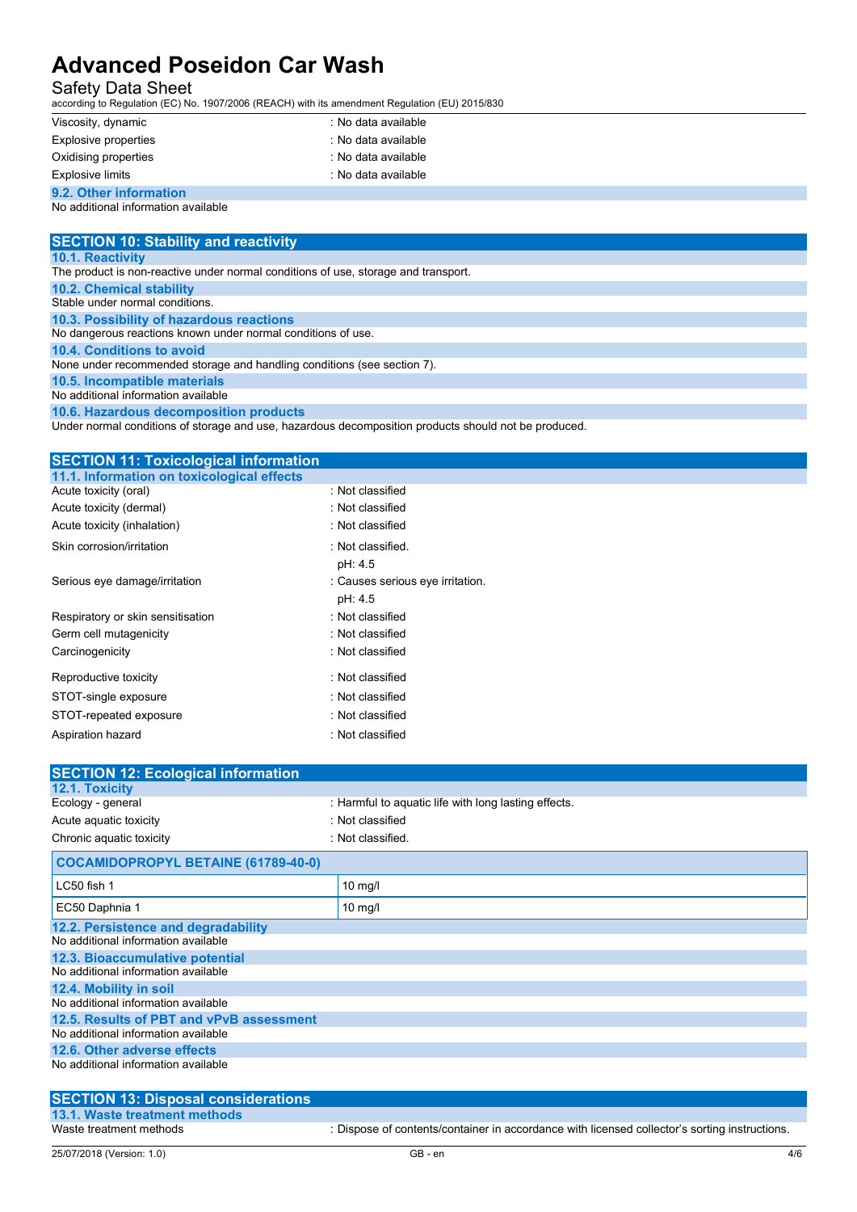| | |
|---|---|
| Viscosity, dynamic | : No data available |
| Explosive properties | : No data available |
| Oxidising properties | : No data available |
| Explosive limits | : No data available |

### 9.2. Other information

No additional information available

## SECTION 10: Stability and reactivity

### 10.1. Reactivity

The product is non-reactive under normal conditions of use, storage and transport.

### 10.2. Chemical stability

Stable under normal conditions.

### 10.3. Possibility of hazardous reactions

No dangerous reactions known under normal conditions of use.

### 10.4. Conditions to avoid

None under recommended storage and handling conditions (see section 7).

### 10.5. Incompatible materials

No additional information available

### 10.6. Hazardous decomposition products

Under normal conditions of storage and use, hazardous decomposition products should not be produced.

## SECTION 11: Toxicological information

### 11.1. Information on toxicological effects

| | |
|---|---|
| Acute toxicity (oral) | : Not classified |
| Acute toxicity (dermal) | : Not classified |
| Acute toxicity (inhalation) | : Not classified |
| Skin corrosion/irritation | : Not classified.<br>pH: 4.5 |
| Serious eye damage/irritation | : Causes serious eye irritation.<br>pH: 4.5 |
| Respiratory or skin sensitisation | : Not classified |
| Germ cell mutagenicity | : Not classified |
| Carcinogenicity | : Not classified |
| Reproductive toxicity | : Not classified |
| STOT-single exposure | : Not classified |
| STOT-repeated exposure | : Not classified |
| Aspiration hazard | : Not classified |

## SECTION 12: Ecological information

### 12.1. Toxicity

| | |
|---|---|
| Ecology - general | : Harmful to aquatic life with long lasting effects. |
| Acute aquatic toxicity | : Not classified |
| Chronic aquatic toxicity | : Not classified. |

| COCAMIDOPROPYL BETAINE (61789-40-0) | |
|---|---|
| LC50 fish 1 | 10 mg/l |
| EC50 Daphnia 1 | 10 mg/l |

### 12.2. Persistence and degradability

No additional information available

### 12.3. Bioaccumulative potential

No additional information available

### 12.4. Mobility in soil

No additional information available

### 12.5. Results of PBT and vPvB assessment

No additional information available

### 12.6. Other adverse effects

No additional information available

## SECTION 13: Disposal considerations

### 13.1. Waste treatment methods

| | |
|---|---|
| Waste treatment methods | : Dispose of contents/container in accordance with licensed collector's sorting instructions. |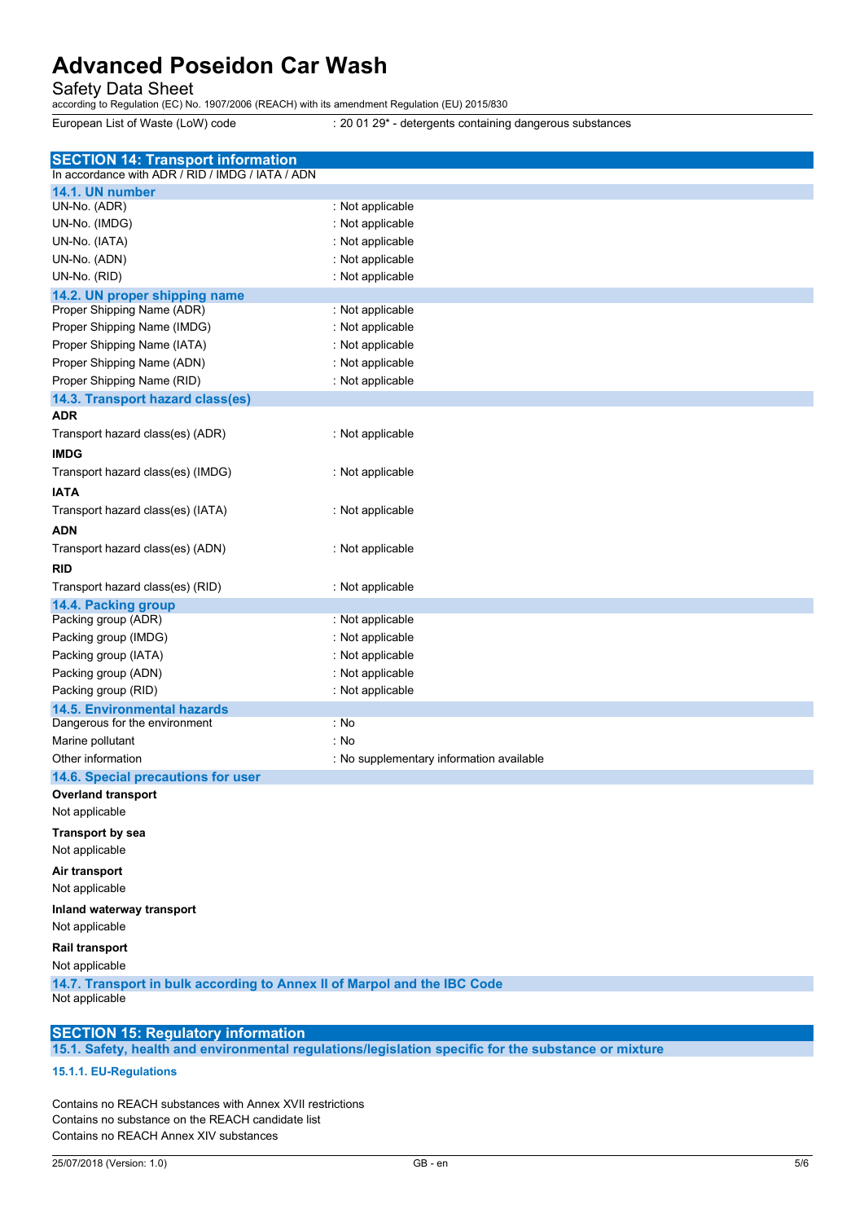| | |
|---|---|
| European List of Waste (LoW) code | : 20 01 29* - detergents containing dangerous substances |

## SECTION 14: Transport information

In accordance with ADR / RID / IMDG / IATA / ADN

### 14.1. UN number

| | |
|---|---|
| UN-No. (ADR) | : Not applicable |
| UN-No. (IMDG) | : Not applicable |
| UN-No. (IATA) | : Not applicable |
| UN-No. (ADN) | : Not applicable |
| UN-No. (RID) | : Not applicable |

### 14.2. UN proper shipping name

| | |
|---|---|
| Proper Shipping Name (ADR) | : Not applicable |
| Proper Shipping Name (IMDG) | : Not applicable |
| Proper Shipping Name (IATA) | : Not applicable |
| Proper Shipping Name (ADN) | : Not applicable |
| Proper Shipping Name (RID) | : Not applicable |

### 14.3. Transport hazard class(es)

**ADR**

| | |
|---|---|
| Transport hazard class(es) (ADR) | : Not applicable |

**IMDG**

| | |
|---|---|
| Transport hazard class(es) (IMDG) | : Not applicable |

**IATA**

| | |
|---|---|
| Transport hazard class(es) (IATA) | : Not applicable |

**ADN**

| | |
|---|---|
| Transport hazard class(es) (ADN) | : Not applicable |

**RID**

| | |
|---|---|
| Transport hazard class(es) (RID) | : Not applicable |

### 14.4. Packing group

| | |
|---|---|
| Packing group (ADR) | : Not applicable |
| Packing group (IMDG) | : Not applicable |
| Packing group (IATA) | : Not applicable |
| Packing group (ADN) | : Not applicable |
| Packing group (RID) | : Not applicable |

### 14.5. Environmental hazards

| | |
|---|---|
| Dangerous for the environment | : No |
| Marine pollutant | : No |
| Other information | : No supplementary information available |

### 14.6. Special precautions for user

**Overland transport**

Not applicable

**Transport by sea**

Not applicable

**Air transport**

Not applicable

**Inland waterway transport**

Not applicable

**Rail transport**

Not applicable

### 14.7. Transport in bulk according to Annex II of Marpol and the IBC Code

Not applicable

## SECTION 15: Regulatory information

### 15.1. Safety, health and environmental regulations/legislation specific for the substance or mixture

#### 15.1.1. EU-Regulations

Contains no REACH substances with Annex XVII restrictions
Contains no substance on the REACH candidate list
Contains no REACH Annex XIV substances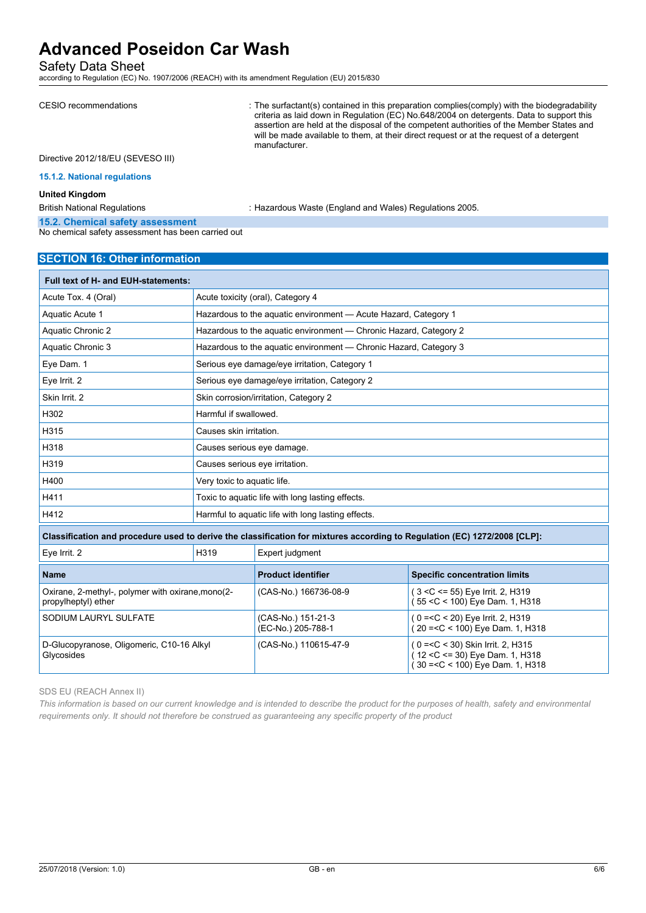CESIO recommendations : The surfactant(s) contained in this preparation complies(comply) with the biodegradability criteria as laid down in Regulation (EC) No.648/2004 on detergents. Data to support this assertion are held at the disposal of the competent authorities of the Member States and will be made available to them, at their direct request or at the request of a detergent manufacturer.

Directive 2012/18/EU (SEVESO III)

### 15.1.2. National regulations

**United Kingdom**

British National Regulations : Hazardous Waste (England and Wales) Regulations 2005.

### 15.2. Chemical safety assessment

No chemical safety assessment has been carried out

## SECTION 16: Other information

| Full text of H- and EUH-statements: | |
|---|---|
| Acute Tox. 4 (Oral) | Acute toxicity (oral), Category 4 |
| Aquatic Acute 1 | Hazardous to the aquatic environment — Acute Hazard, Category 1 |
| Aquatic Chronic 2 | Hazardous to the aquatic environment — Chronic Hazard, Category 2 |
| Aquatic Chronic 3 | Hazardous to the aquatic environment — Chronic Hazard, Category 3 |
| Eye Dam. 1 | Serious eye damage/eye irritation, Category 1 |
| Eye Irrit. 2 | Serious eye damage/eye irritation, Category 2 |
| Skin Irrit. 2 | Skin corrosion/irritation, Category 2 |
| H302 | Harmful if swallowed. |
| H315 | Causes skin irritation. |
| H318 | Causes serious eye damage. |
| H319 | Causes serious eye irritation. |
| H400 | Very toxic to aquatic life. |
| H411 | Toxic to aquatic life with long lasting effects. |
| H412 | Harmful to aquatic life with long lasting effects. |

**Classification and procedure used to derive the classification for mixtures according to Regulation (EC) 1272/2008 [CLP]:**

| | | |
|---|---|---|
| Eye Irrit. 2 | H319 | Expert judgment |

| Name | Product identifier | Specific concentration limits |
|---|---|---|
| Oxirane, 2-methyl-, polymer with oxirane,mono(2-propylheptyl) ether | (CAS-No.) 166736-08-9 | ( 3 <C <= 55) Eye Irrit. 2, H319<br>( 55 <C < 100) Eye Dam. 1, H318 |
| SODIUM LAURYL SULFATE | (CAS-No.) 151-21-3<br>(EC-No.) 205-788-1 | ( 0 =<C < 20) Eye Irrit. 2, H319<br>( 20 =<C < 100) Eye Dam. 1, H318 |
| D-Glucopyranose, Oligomeric, C10-16 Alkyl Glycosides | (CAS-No.) 110615-47-9 | ( 0 =<C < 30) Skin Irrit. 2, H315<br>( 12 <C <= 30) Eye Dam. 1, H318<br>( 30 =<C < 100) Eye Dam. 1, H318 |

SDS EU (REACH Annex II)

*This information is based on our current knowledge and is intended to describe the product for the purposes of health, safety and environmental requirements only. It should not therefore be construed as guaranteeing any specific property of the product*